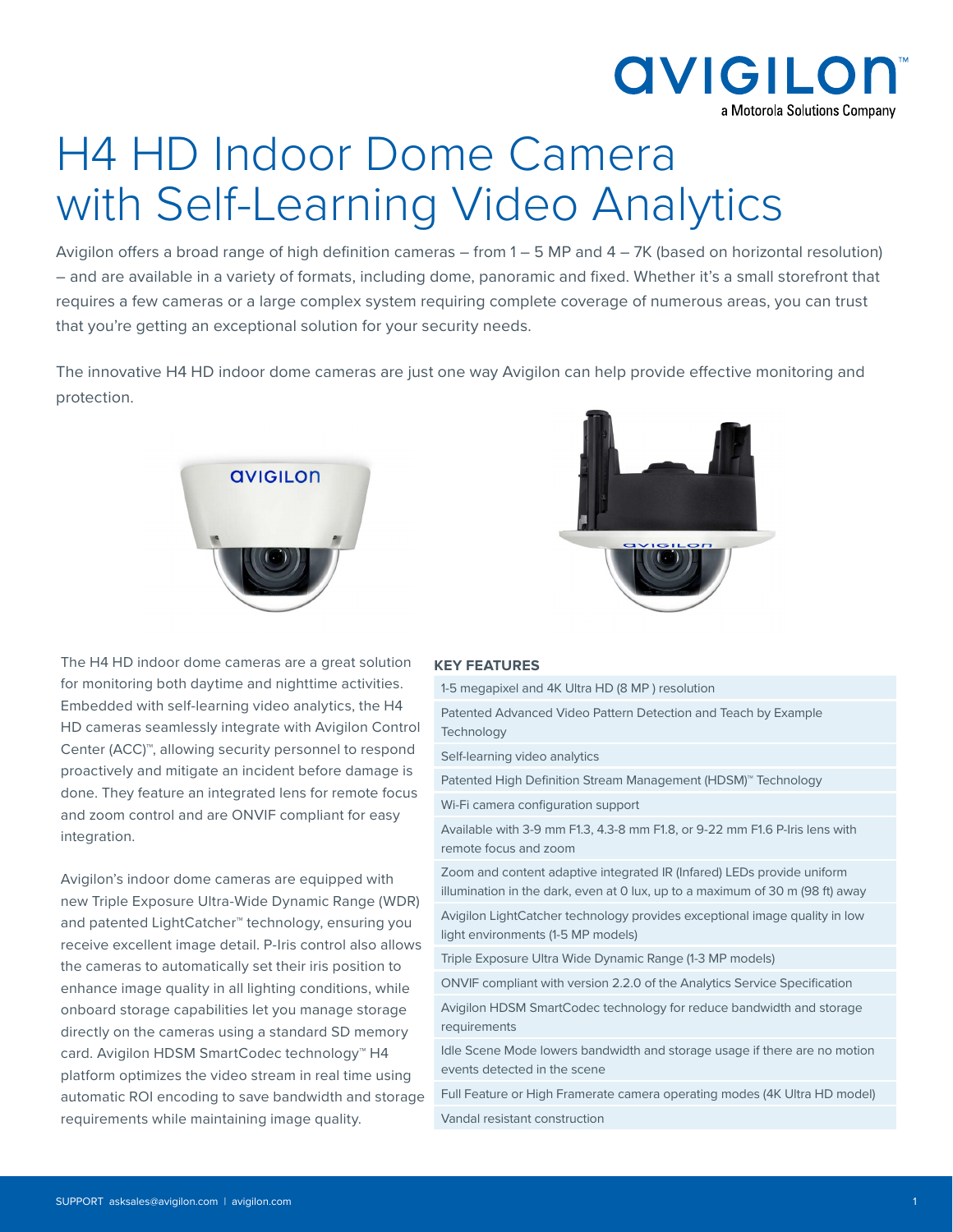# H4 HD Indoor Dome Camera with Self-Learning Video Analytics

Avigilon offers a broad range of high definition cameras – from 1 – 5 MP and 4 – 7K (based on horizontal resolution) – and are available in a variety of formats, including dome, panoramic and fixed. Whether it's a small storefront that requires a few cameras or a large complex system requiring complete coverage of numerous areas, you can trust that you're getting an exceptional solution for your security needs.

The innovative H4 HD indoor dome cameras are just one way Avigilon can help provide effective monitoring and protection.

The H4 HD indoor dome cameras are a great solution for monitoring both daytime and nighttime activities. Embedded with self-learning video analytics, the H4 HD cameras seamlessly integrate with Avigilon Control Center (ACC)™, allowing security personnel to respond proactively and mitigate an incident before damage is done. They feature an integrated lens for remote focus and zoom control and are ONVIF compliant for easy integration.

Avigilon's indoor dome cameras are equipped with new Triple Exposure Ultra-Wide Dynamic Range (WDR) and patented LightCatcher™ technology, ensuring you receive excellent image detail. P-Iris control also allows the cameras to automatically set their iris position to enhance image quality in all lighting conditions, while onboard storage capabilities let you manage storage directly on the cameras using a standard SD memory card. Avigilon HDSM SmartCodec technology™ H4 platform optimizes the video stream in real time using automatic ROI encoding to save bandwidth and storage requirements while maintaining image quality.

## KEY FEATURES

- 1-5 megapixel and 4K Ultra HD (8 MP ) resolution
- Patented Advanced Video Pattern Detection and Teach by Example Technology
- Self-learning video analytics
- Patented High Definition Stream Management (HDSM)™ Technology
- Wi-Fi camera configuration support
- Available with 3-9 mm F1.3, 4.3-8 mm F1.8, or 9-22 mm F1.6 P-Iris lens with remote focus and zoom
- Zoom and content adaptive integrated IR (Infared) LEDs provide uniform illumination in the dark, even at 0 lux, up to a maximum of 30 m (98 ft) away
- Avigilon LightCatcher technology provides exceptional image quality in low light environments (1-5 MP models)
- Triple Exposure Ultra Wide Dynamic Range (1-3 MP models)
- ONVIF compliant with version 2.2.0 of the Analytics Service Specification
- Avigilon HDSM SmartCodec technology for reduce bandwidth and storage requirements
- Idle Scene Mode lowers bandwidth and storage usage if there are no motion events detected in the scene
- Full Feature or High Framerate camera operating modes (4K Ultra HD model)
- Vandal resistant construction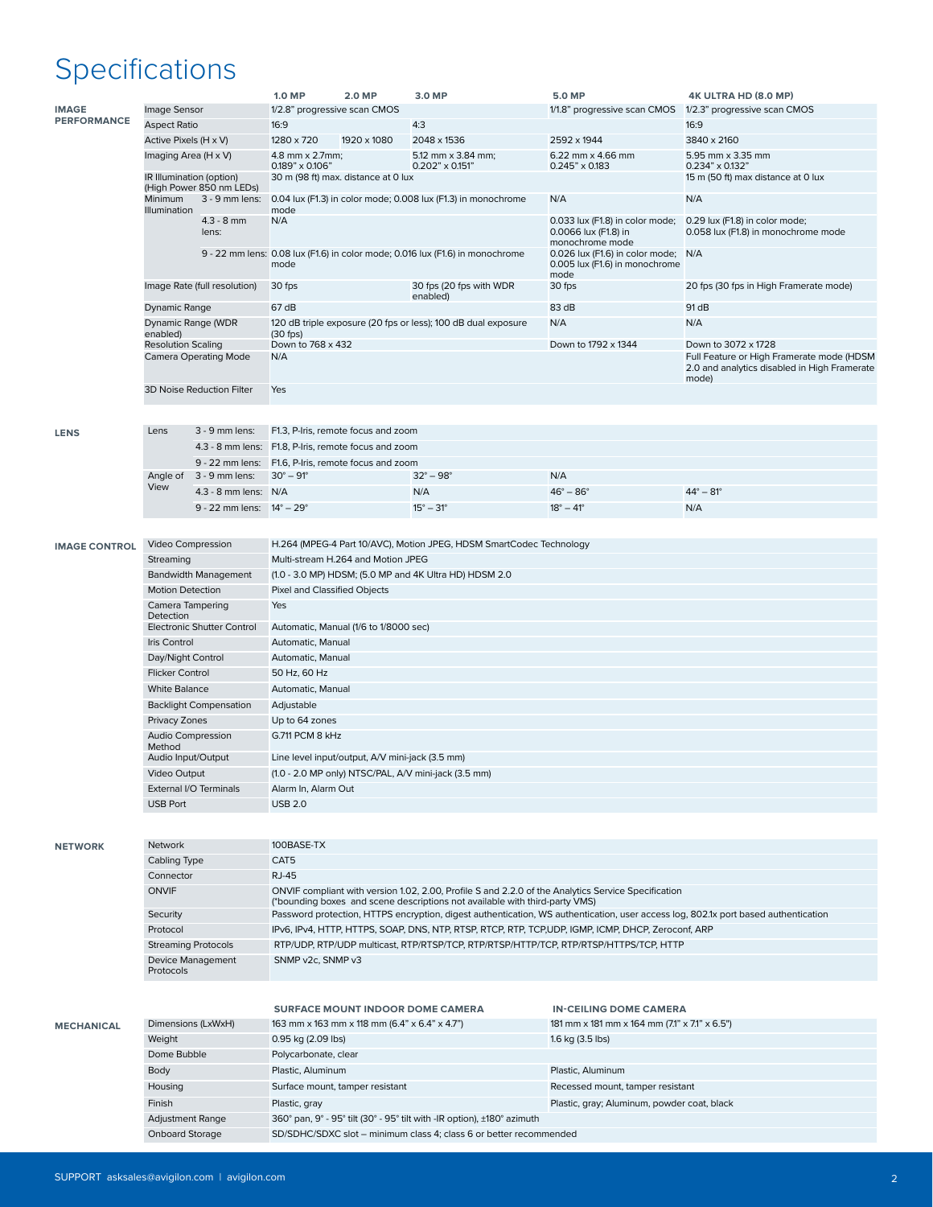# Specifications

## IMAGE PERFORMANCE

| | | 1.0 MP | 2.0 MP | 3.0 MP | 5.0 MP | 4K ULTRA HD (8.0 MP) |
|---|---|---|---|---|---|---|
| Image Sensor | | 1/2.8" progressive scan CMOS | | | 1/1.8" progressive scan CMOS | 1/2.3" progressive scan CMOS |
| Aspect Ratio | | 16:9 | | 4:3 | | 16:9 |
| Active Pixels (H x V) | | 1280 x 720 | 1920 x 1080 | 2048 x 1536 | 2592 x 1944 | 3840 x 2160 |
| Imaging Area (H x V) | | 4.8 mm x 2.7mm; 0.189" x 0.106" | | 5.12 mm x 3.84 mm; 0.202" x 0.151" | 6.22 mm x 4.66 mm 0.245" x 0.183 | 5.95 mm x 3.35 mm 0.234" x 0.132" |
| IR Illumination (option) (High Power 850 nm LEDs) | | 30 m (98 ft) max. distance at 0 lux | | | | 15 m (50 ft) max distance at 0 lux |
| Minimum Illumination | 3 - 9 mm lens: | 0.04 lux (F1.3) in color mode; 0.008 lux (F1.3) in monochrome mode | | | N/A | N/A |
| | 4.3 - 8 mm lens: | N/A | | | 0.033 lux (F1.8) in color mode; 0.0066 lux (F1.8) in monochrome mode | 0.29 lux (F1.8) in color mode; 0.058 lux (F1.8) in monochrome mode |
| | 9 - 22 mm lens: | 0.08 lux (F1.6) in color mode; 0.016 lux (F1.6) in monochrome mode | | | 0.026 lux (F1.6) in color mode; 0.005 lux (F1.6) in monochrome mode | N/A |
| Image Rate (full resolution) | | 30 fps | | 30 fps (20 fps with WDR enabled) | 30 fps | 20 fps (30 fps in High Framerate mode) |
| Dynamic Range | | 67 dB | | | 83 dB | 91 dB |
| Dynamic Range (WDR enabled) | | 120 dB triple exposure (20 fps or less); 100 dB dual exposure (30 fps) | | | N/A | N/A |
| Resolution Scaling | | Down to 768 x 432 | | | Down to 1792 x 1344 | Down to 3072 x 1728 |
| Camera Operating Mode | | N/A | | | | Full Feature or High Framerate mode (HDSM 2.0 and analytics disabled in High Framerate mode) |
| 3D Noise Reduction Filter | | Yes | | | | |

## LENS

| | | 1.0 MP / 2.0 MP | 3.0 MP | 5.0 MP | 4K ULTRA HD (8.0 MP) |
|---|---|---|---|---|---|
| Lens | 3 - 9 mm lens: | F1.3, P-Iris, remote focus and zoom | | | |
| | 4.3 - 8 mm lens: | F1.8, P-Iris, remote focus and zoom | | | |
| | 9 - 22 mm lens: | F1.6, P-Iris, remote focus and zoom | | | |
| Angle of View | 3 - 9 mm lens: | 30° – 91° | 32° – 98° | N/A | |
| | 4.3 - 8 mm lens: | N/A | N/A | 46° – 86° | 44° – 81° |
| | 9 - 22 mm lens: | 14° – 29° | 15° – 31° | 18° – 41° | N/A |

## IMAGE CONTROL

| | |
|---|---|
| Video Compression | H.264 (MPEG-4 Part 10/AVC), Motion JPEG, HDSM SmartCodec Technology |
| Streaming | Multi-stream H.264 and Motion JPEG |
| Bandwidth Management | (1.0 - 3.0 MP) HDSM; (5.0 MP and 4K Ultra HD) HDSM 2.0 |
| Motion Detection | Pixel and Classified Objects |
| Camera Tampering Detection | Yes |
| Electronic Shutter Control | Automatic, Manual (1/6 to 1/8000 sec) |
| Iris Control | Automatic, Manual |
| Day/Night Control | Automatic, Manual |
| Flicker Control | 50 Hz, 60 Hz |
| White Balance | Automatic, Manual |
| Backlight Compensation | Adjustable |
| Privacy Zones | Up to 64 zones |
| Audio Compression Method | G.711 PCM 8 kHz |
| Audio Input/Output | Line level input/output, A/V mini-jack (3.5 mm) |
| Video Output | (1.0 - 2.0 MP only) NTSC/PAL, A/V mini-jack (3.5 mm) |
| External I/O Terminals | Alarm In, Alarm Out |
| USB Port | USB 2.0 |

## NETWORK

| | |
|---|---|
| Network | 100BASE-TX |
| Cabling Type | CAT5 |
| Connector | RJ-45 |
| ONVIF | ONVIF compliant with version 1.02, 2.00, Profile S and 2.2.0 of the Analytics Service Specification (*bounding boxes and scene descriptions not available with third-party VMS) |
| Security | Password protection, HTTPS encryption, digest authentication, WS authentication, user access log, 802.1x port based authentication |
| Protocol | IPv6, IPv4, HTTP, HTTPS, SOAP, DNS, NTP, RTSP, RTCP, RTP, TCP,UDP, IGMP, ICMP, DHCP, Zeroconf, ARP |
| Streaming Protocols | RTP/UDP, RTP/UDP multicast, RTP/RTSP/TCP, RTP/RTSP/HTTP/TCP, RTP/RTSP/HTTPS/TCP, HTTP |
| Device Management Protocols | SNMP v2c, SNMP v3 |

## MECHANICAL

| | SURFACE MOUNT INDOOR DOME CAMERA | IN-CEILING DOME CAMERA |
|---|---|---|
| Dimensions (LxWxH) | 163 mm x 163 mm x 118 mm (6.4" x 6.4" x 4.7") | 181 mm x 181 mm x 164 mm (7.1" x 7.1" x 6.5") |
| Weight | 0.95 kg (2.09 lbs) | 1.6 kg (3.5 lbs) |
| Dome Bubble | Polycarbonate, clear | |
| Body | Plastic, Aluminum | Plastic, Aluminum |
| Housing | Surface mount, tamper resistant | Recessed mount, tamper resistant |
| Finish | Plastic, gray | Plastic, gray; Aluminum, powder coat, black |
| Adjustment Range | 360° pan, 9° - 95° tilt (30° - 95° tilt with -IR option), ±180° azimuth | |
| Onboard Storage | SD/SDHC/SDXC slot – minimum class 4; class 6 or better recommended | |

SUPPORT asksales@avigilon.com | avigilon.com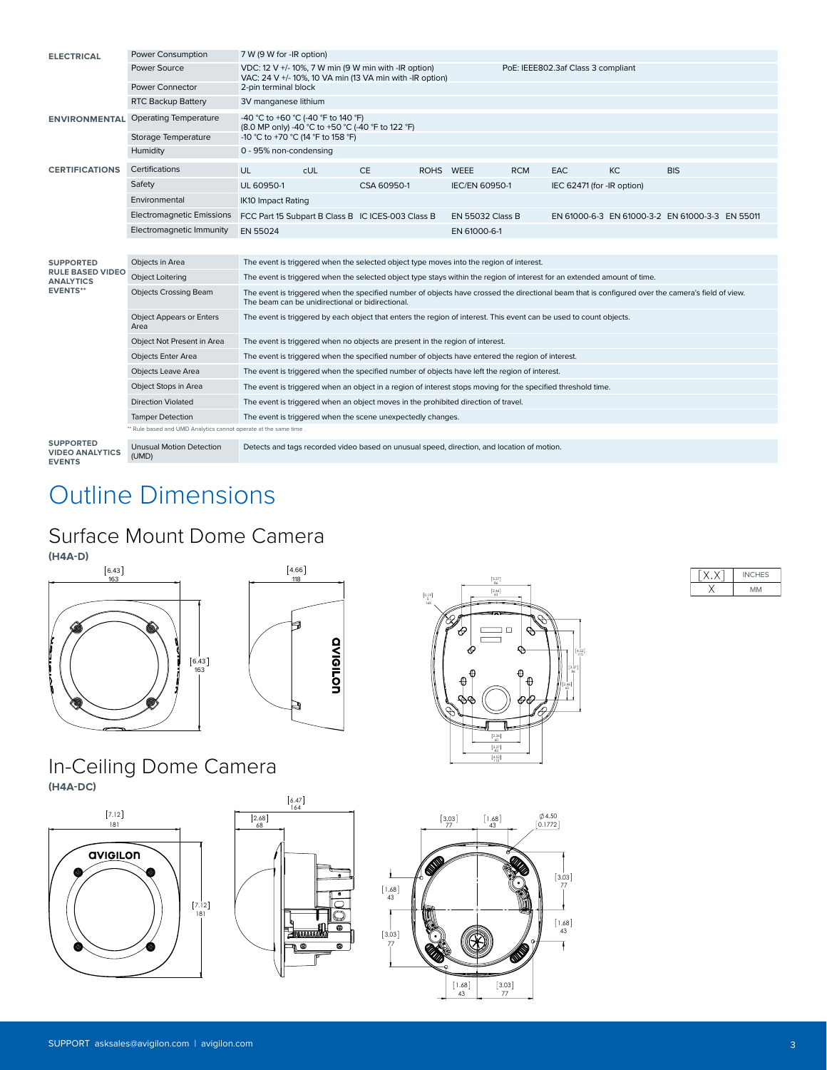| | | |
|---|---|---|
| **ELECTRICAL** | Power Consumption | 7 W (9 W for -IR option) |
| | Power Source | VDC: 12 V +/- 10%, 7 W min (9 W min with -IR option) VAC: 24 V +/- 10%, 10 VA min (13 VA min with -IR option) PoE: IEEE802.3af Class 3 compliant |
| | Power Connector | 2-pin terminal block |
| | RTC Backup Battery | 3V manganese lithium |
| **ENVIRONMENTAL** | Operating Temperature | -40 °C to +60 °C (-40 °F to 140 °F) (8.0 MP only) -40 °C to +50 °C (-40 °F to 122 °F) |
| | Storage Temperature | -10 °C to +70 °C (14 °F to 158 °F) |
| | Humidity | 0 - 95% non-condensing |
| **CERTIFICATIONS** | Certifications | UL cUL CE ROHS WEEE RCM EAC KC BIS |
| | Safety | UL 60950-1 CSA 60950-1 IEC/EN 60950-1 IEC 62471 (for -IR option) |
| | Environmental | IK10 Impact Rating |
| | Electromagnetic Emissions | FCC Part 15 Subpart B Class B IC ICES-003 Class B EN 55032 Class B EN 61000-6-3 EN 61000-3-2 EN 61000-3-3 EN 55011 |
| | Electromagnetic Immunity | EN 55024 EN 61000-6-1 |

| | | |
|---|---|---|
| **SUPPORTED RULE BASED VIDEO ANALYTICS EVENTS\*\*** | Objects in Area | The event is triggered when the selected object type moves into the region of interest. |
| | Object Loitering | The event is triggered when the selected object type stays within the region of interest for an extended amount of time. |
| | Objects Crossing Beam | The event is triggered when the specified number of objects have crossed the directional beam that is configured over the camera's field of view. The beam can be unidirectional or bidirectional. |
| | Object Appears or Enters Area | The event is triggered by each object that enters the region of interest. This event can be used to count objects. |
| | Object Not Present in Area | The event is triggered when no objects are present in the region of interest. |
| | Objects Enter Area | The event is triggered when the specified number of objects have entered the region of interest. |
| | Objects Leave Area | The event is triggered when the specified number of objects have left the region of interest. |
| | Object Stops in Area | The event is triggered when an object in a region of interest stops moving for the specified threshold time. |
| | Direction Violated | The event is triggered when an object moves in the prohibited direction of travel. |
| | Tamper Detection | The event is triggered when the scene unexpectedly changes. |

\*\* Rule based and UMD Analytics cannot operate at the same time .

| | | |
|---|---|---|
| **SUPPORTED VIDEO ANALYTICS EVENTS** | Unusual Motion Detection (UMD) | Detects and tags recorded video based on unusual speed, direction, and location of motion. |

# Outline Dimensions

## Surface Mount Dome Camera

**(H4A-D)**

[6.43] 163 · [6.43] 163 · [4.66] 118

| [X.X] | INCHES |
|---|---|
| X | MM |

## In-Ceiling Dome Camera

**(H4A-DC)**

[7.12] 181 · [7.12] 181 · [6.47] 164 · [2.68] 68 · [3.03] 77 · [1.68] 43 · Ø 4.50 [0.1772]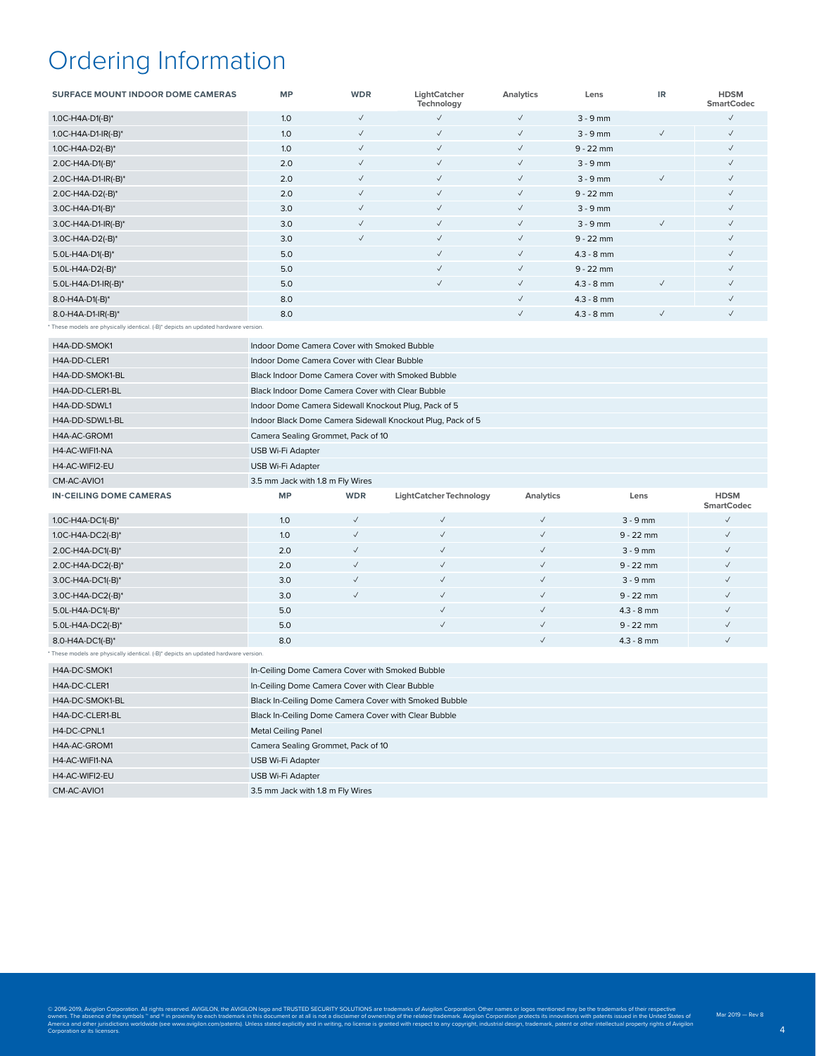// Ordering Information

# Ordering Information

| SURFACE MOUNT INDOOR DOME CAMERAS | MP | WDR | LightCatcher Technology | Analytics | Lens | IR | HDSM SmartCodec |
|---|---|---|---|---|---|---|---|
| 1.0C-H4A-D1(-B)* | 1.0 | ✓ | ✓ | ✓ | 3 - 9 mm | | ✓ |
| 1.0C-H4A-D1-IR(-B)* | 1.0 | ✓ | ✓ | ✓ | 3 - 9 mm | ✓ | ✓ |
| 1.0C-H4A-D2(-B)* | 1.0 | ✓ | ✓ | ✓ | 9 - 22 mm | | ✓ |
| 2.0C-H4A-D1(-B)* | 2.0 | ✓ | ✓ | ✓ | 3 - 9 mm | | ✓ |
| 2.0C-H4A-D1-IR(-B)* | 2.0 | ✓ | ✓ | ✓ | 3 - 9 mm | ✓ | ✓ |
| 2.0C-H4A-D2(-B)* | 2.0 | ✓ | ✓ | ✓ | 9 - 22 mm | | ✓ |
| 3.0C-H4A-D1(-B)* | 3.0 | ✓ | ✓ | ✓ | 3 - 9 mm | | ✓ |
| 3.0C-H4A-D1-IR(-B)* | 3.0 | ✓ | ✓ | ✓ | 3 - 9 mm | ✓ | ✓ |
| 3.0C-H4A-D2(-B)* | 3.0 | ✓ | ✓ | ✓ | 9 - 22 mm | | ✓ |
| 5.0L-H4A-D1(-B)* | 5.0 | | ✓ | ✓ | 4.3 - 8 mm | | ✓ |
| 5.0L-H4A-D2(-B)* | 5.0 | | ✓ | ✓ | 9 - 22 mm | | ✓ |
| 5.0L-H4A-D1-IR(-B)* | 5.0 | | ✓ | ✓ | 4.3 - 8 mm | ✓ | ✓ |
| 8.0-H4A-D1(-B)* | 8.0 | | | ✓ | 4.3 - 8 mm | | ✓ |
| 8.0-H4A-D1-IR(-B)* | 8.0 | | | ✓ | 4.3 - 8 mm | ✓ | ✓ |

* These models are physically identical. (-B)* depicts an updated hardware version.

| | |
|---|---|
| H4A-DD-SMOK1 | Indoor Dome Camera Cover with Smoked Bubble |
| H4A-DD-CLER1 | Indoor Dome Camera Cover with Clear Bubble |
| H4A-DD-SMOK1-BL | Black Indoor Dome Camera Cover with Smoked Bubble |
| H4A-DD-CLER1-BL | Black Indoor Dome Camera Cover with Clear Bubble |
| H4A-DD-SDWL1 | Indoor Dome Camera Sidewall Knockout Plug, Pack of 5 |
| H4A-DD-SDWL1-BL | Indoor Black Dome Camera Sidewall Knockout Plug, Pack of 5 |
| H4A-AC-GROM1 | Camera Sealing Grommet, Pack of 10 |
| H4-AC-WIFI1-NA | USB Wi-Fi Adapter |
| H4-AC-WIFI2-EU | USB Wi-Fi Adapter |
| CM-AC-AVIO1 | 3.5 mm Jack with 1.8 m Fly Wires |

| IN-CEILING DOME CAMERAS | MP | WDR | LightCatcher Technology | Analytics | Lens | HDSM SmartCodec |
|---|---|---|---|---|---|---|
| 1.0C-H4A-DC1(-B)* | 1.0 | ✓ | ✓ | ✓ | 3 - 9 mm | ✓ |
| 1.0C-H4A-DC2(-B)* | 1.0 | ✓ | ✓ | ✓ | 9 - 22 mm | ✓ |
| 2.0C-H4A-DC1(-B)* | 2.0 | ✓ | ✓ | ✓ | 3 - 9 mm | ✓ |
| 2.0C-H4A-DC2(-B)* | 2.0 | ✓ | ✓ | ✓ | 9 - 22 mm | ✓ |
| 3.0C-H4A-DC1(-B)* | 3.0 | ✓ | ✓ | ✓ | 3 - 9 mm | ✓ |
| 3.0C-H4A-DC2(-B)* | 3.0 | ✓ | ✓ | ✓ | 9 - 22 mm | ✓ |
| 5.0L-H4A-DC1(-B)* | 5.0 | | ✓ | ✓ | 4.3 - 8 mm | ✓ |
| 5.0L-H4A-DC2(-B)* | 5.0 | | ✓ | ✓ | 9 - 22 mm | ✓ |
| 8.0-H4A-DC1(-B)* | 8.0 | | | ✓ | 4.3 - 8 mm | ✓ |

* These models are physically identical. (-B)* depicts an updated hardware version.

| | |
|---|---|
| H4A-DC-SMOK1 | In-Ceiling Dome Camera Cover with Smoked Bubble |
| H4A-DC-CLER1 | In-Ceiling Dome Camera Cover with Clear Bubble |
| H4A-DC-SMOK1-BL | Black In-Ceiling Dome Camera Cover with Smoked Bubble |
| H4A-DC-CLER1-BL | Black In-Ceiling Dome Camera Cover with Clear Bubble |
| H4-DC-CPNL1 | Metal Ceiling Panel |
| H4A-AC-GROM1 | Camera Sealing Grommet, Pack of 10 |
| H4-AC-WIFI1-NA | USB Wi-Fi Adapter |
| H4-AC-WIFI2-EU | USB Wi-Fi Adapter |
| CM-AC-AVIO1 | 3.5 mm Jack with 1.8 m Fly Wires |

© 2016-2019, Avigilon Corporation. All rights reserved. AVIGILON, the AVIGILON logo and TRUSTED SECURITY SOLUTIONS are trademarks of Avigilon Corporation. Other names or logos mentioned may be the trademarks of their respective owners. The absence of the symbols ™ and ® in proximity to each trademark in this document or at all is not a disclaimer of ownership of the related trademark. Avigilon Corporation protects its innovations with patents issued in the United States of America and other jurisdictions worldwide (see www.avigilon.com/patents). Unless stated explicitly and in writing, no license is granted with respect to any copyright, industrial design, trademark, patent or other intellectual property rights of Avigilon Corporation or its licensors.

Mar 2019 — Rev 8